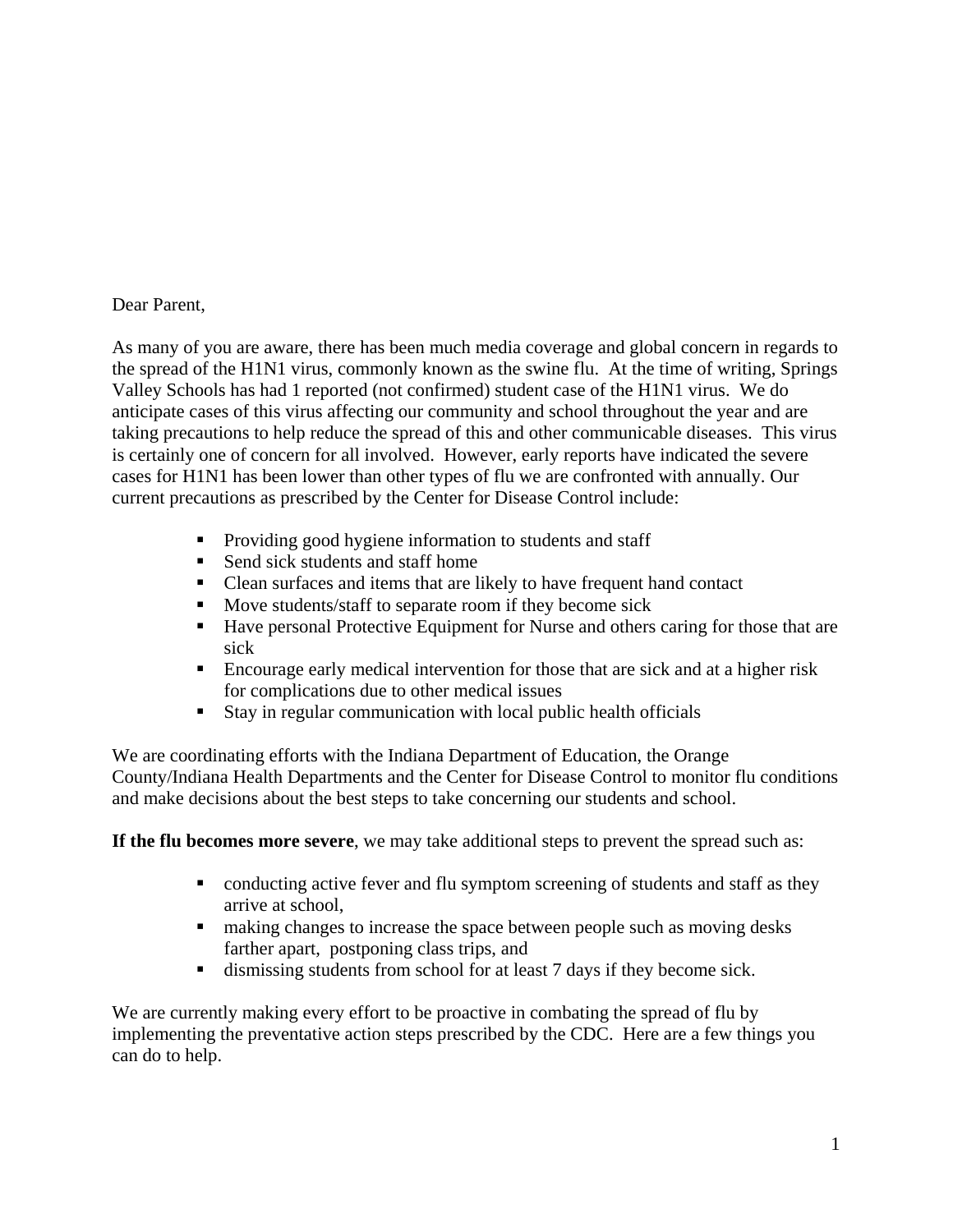Dear Parent,

As many of you are aware, there has been much media coverage and global concern in regards to the spread of the H1N1 virus, commonly known as the swine flu. At the time of writing, Springs Valley Schools has had 1 reported (not confirmed) student case of the H1N1 virus. We do anticipate cases of this virus affecting our community and school throughout the year and are taking precautions to help reduce the spread of this and other communicable diseases. This virus is certainly one of concern for all involved. However, early reports have indicated the severe cases for H1N1 has been lower than other types of flu we are confronted with annually. Our current precautions as prescribed by the Center for Disease Control include:

- Providing good hygiene information to students and staff
- Send sick students and staff home
- Clean surfaces and items that are likely to have frequent hand contact
- Move students/staff to separate room if they become sick
- Have personal Protective Equipment for Nurse and others caring for those that are sick
- Encourage early medical intervention for those that are sick and at a higher risk for complications due to other medical issues
- Stay in regular communication with local public health officials

We are coordinating efforts with the Indiana Department of Education, the Orange County/Indiana Health Departments and the Center for Disease Control to monitor flu conditions and make decisions about the best steps to take concerning our students and school.

**If the flu becomes more severe**, we may take additional steps to prevent the spread such as:

- conducting active fever and flu symptom screening of students and staff as they arrive at school,
- making changes to increase the space between people such as moving desks farther apart, postponing class trips, and
- dismissing students from school for at least 7 days if they become sick.

We are currently making every effort to be proactive in combating the spread of flu by implementing the preventative action steps prescribed by the CDC. Here are a few things you can do to help.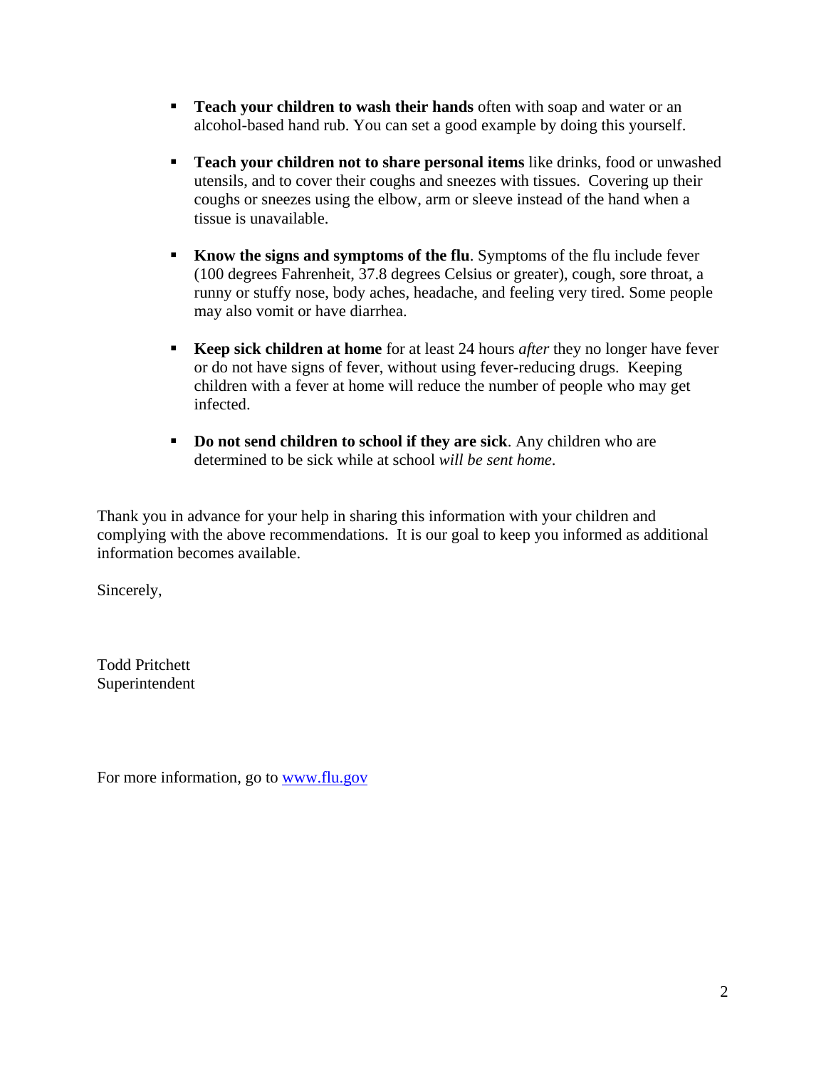- **Teach your children to wash their hands** often with soap and water or an alcohol-based hand rub. You can set a good example by doing this yourself.

- **Teach your children not to share personal items** like drinks, food or unwashed utensils, and to cover their coughs and sneezes with tissues. Covering up their coughs or sneezes using the elbow, arm or sleeve instead of the hand when a tissue is unavailable.

- **Know the signs and symptoms of the flu**. Symptoms of the flu include fever (100 degrees Fahrenheit, 37.8 degrees Celsius or greater), cough, sore throat, a runny or stuffy nose, body aches, headache, and feeling very tired. Some people may also vomit or have diarrhea.

- **Keep sick children at home** for at least 24 hours *after* they no longer have fever or do not have signs of fever, without using fever-reducing drugs. Keeping children with a fever at home will reduce the number of people who may get infected.

- **Do not send children to school if they are sick**. Any children who are determined to be sick while at school *will be sent home*.

Thank you in advance for your help in sharing this information with your children and complying with the above recommendations. It is our goal to keep you informed as additional information becomes available.

Sincerely,

Todd Pritchett
Superintendent

For more information, go to [www.flu.gov](http://www.flu.gov)